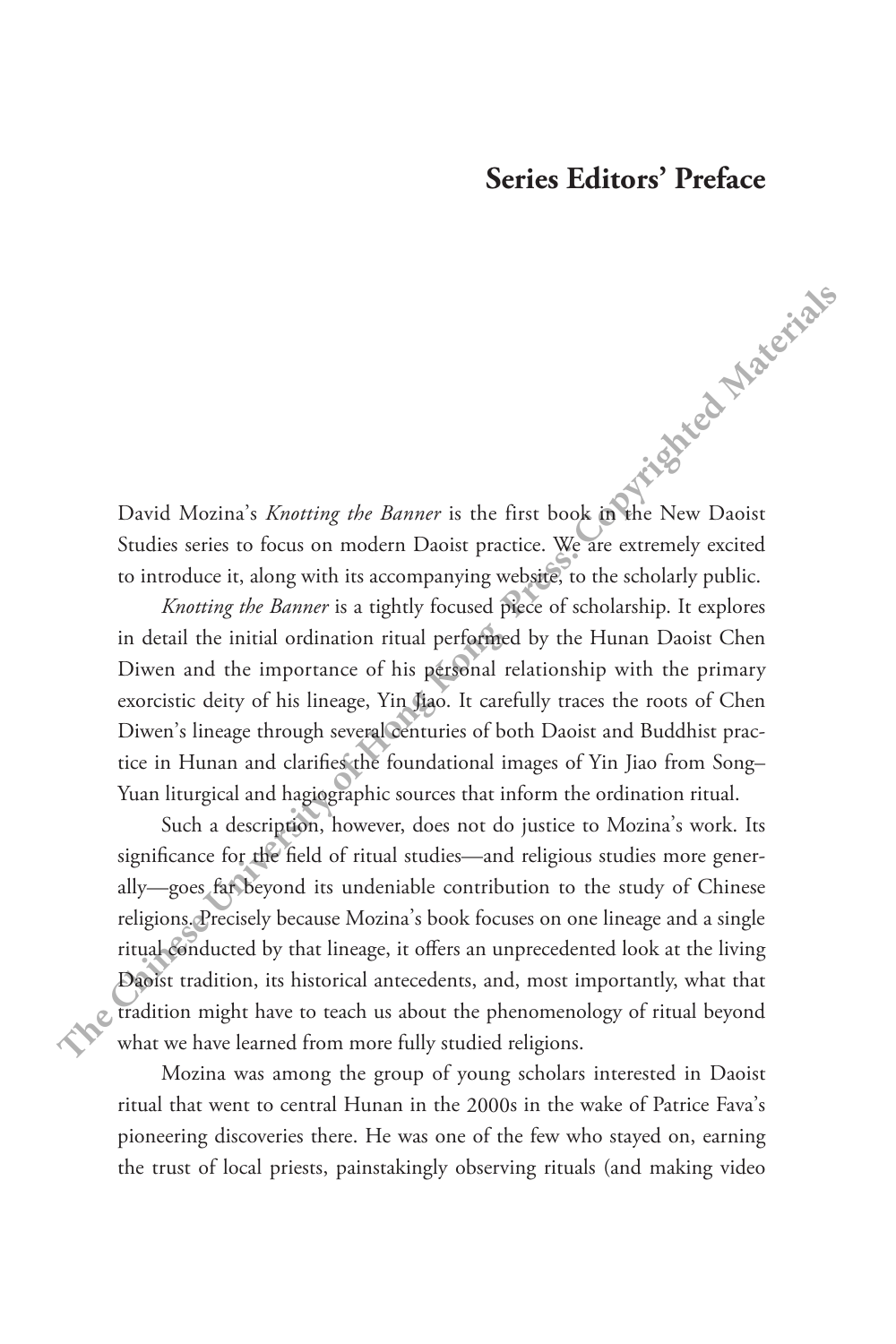# Series Editors' Preface

David Mozina's *Knotting the Banner* is the first book in the New Daoist Studies series to focus on modern Daoist practice. We are extremely excited to introduce it, along with its accompanying website, to the scholarly public.

*Knotting the Banner* is a tightly focused piece of scholarship. It explores in detail the initial ordination ritual performed by the Hunan Daoist Chen Diwen and the importance of his personal relationship with the primary exorcistic deity of his lineage, Yin Jiao. It carefully traces the roots of Chen Diwen's lineage through several centuries of both Daoist and Buddhist practice in Hunan and clarifies the foundational images of Yin Jiao from Song–Yuan liturgical and hagiographic sources that inform the ordination ritual.

Such a description, however, does not do justice to Mozina's work. Its significance for the field of ritual studies—and religious studies more generally—goes far beyond its undeniable contribution to the study of Chinese religions. Precisely because Mozina's book focuses on one lineage and a single ritual conducted by that lineage, it offers an unprecedented look at the living Daoist tradition, its historical antecedents, and, most importantly, what that tradition might have to teach us about the phenomenology of ritual beyond what we have learned from more fully studied religions.

Mozina was among the group of young scholars interested in Daoist ritual that went to central Hunan in the 2000s in the wake of Patrice Fava's pioneering discoveries there. He was one of the few who stayed on, earning the trust of local priests, painstakingly observing rituals (and making video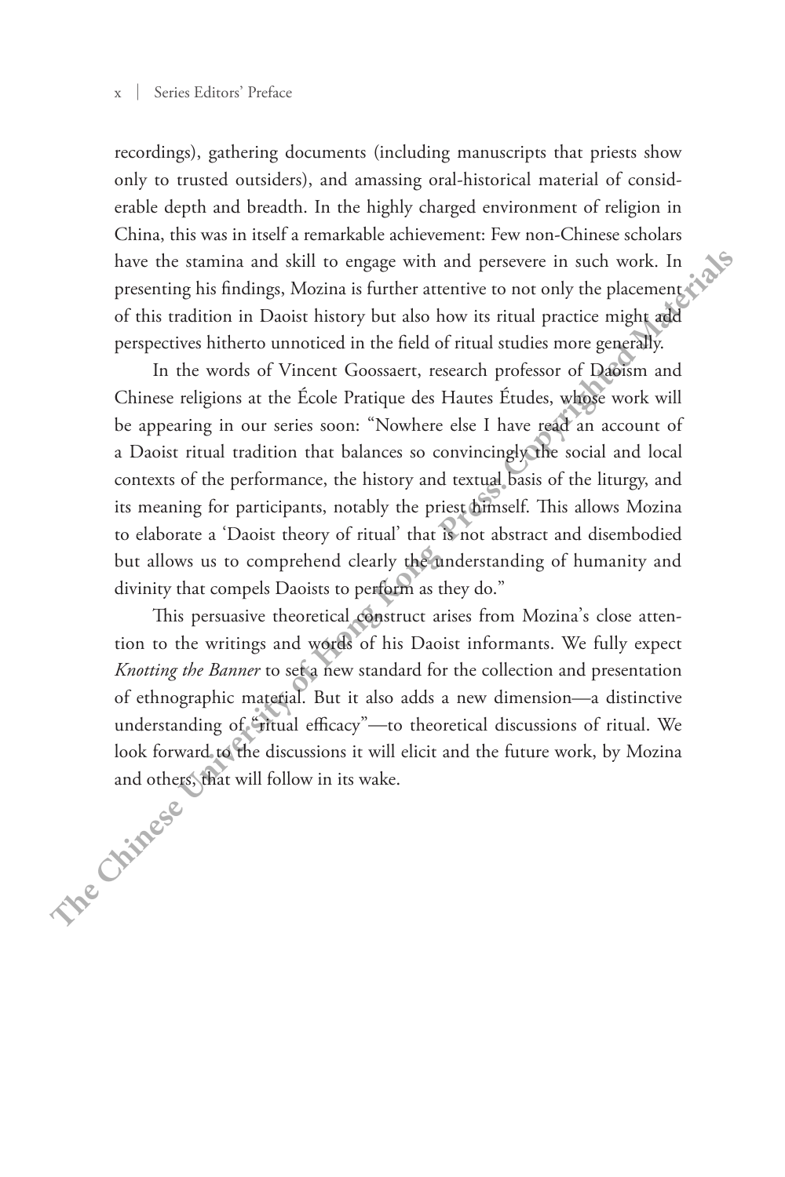recordings), gathering documents (including manuscripts that priests show only to trusted outsiders), and amassing oral-historical material of considerable depth and breadth. In the highly charged environment of religion in China, this was in itself a remarkable achievement: Few non-Chinese scholars have the stamina and skill to engage with and persevere in such work. In presenting his findings, Mozina is further attentive to not only the placement of this tradition in Daoist history but also how its ritual practice might add perspectives hitherto unnoticed in the field of ritual studies more generally.

In the words of Vincent Goossaert, research professor of Daoism and Chinese religions at the École Pratique des Hautes Études, whose work will be appearing in our series soon: "Nowhere else I have read an account of a Daoist ritual tradition that balances so convincingly the social and local contexts of the performance, the history and textual basis of the liturgy, and its meaning for participants, notably the priest himself. This allows Mozina to elaborate a 'Daoist theory of ritual' that is not abstract and disembodied but allows us to comprehend clearly the understanding of humanity and divinity that compels Daoists to perform as they do."

This persuasive theoretical construct arises from Mozina's close attention to the writings and words of his Daoist informants. We fully expect *Knotting the Banner* to set a new standard for the collection and presentation of ethnographic material. But it also adds a new dimension—a distinctive understanding of "ritual efficacy"—to theoretical discussions of ritual. We look forward to the discussions it will elicit and the future work, by Mozina and others, that will follow in its wake.